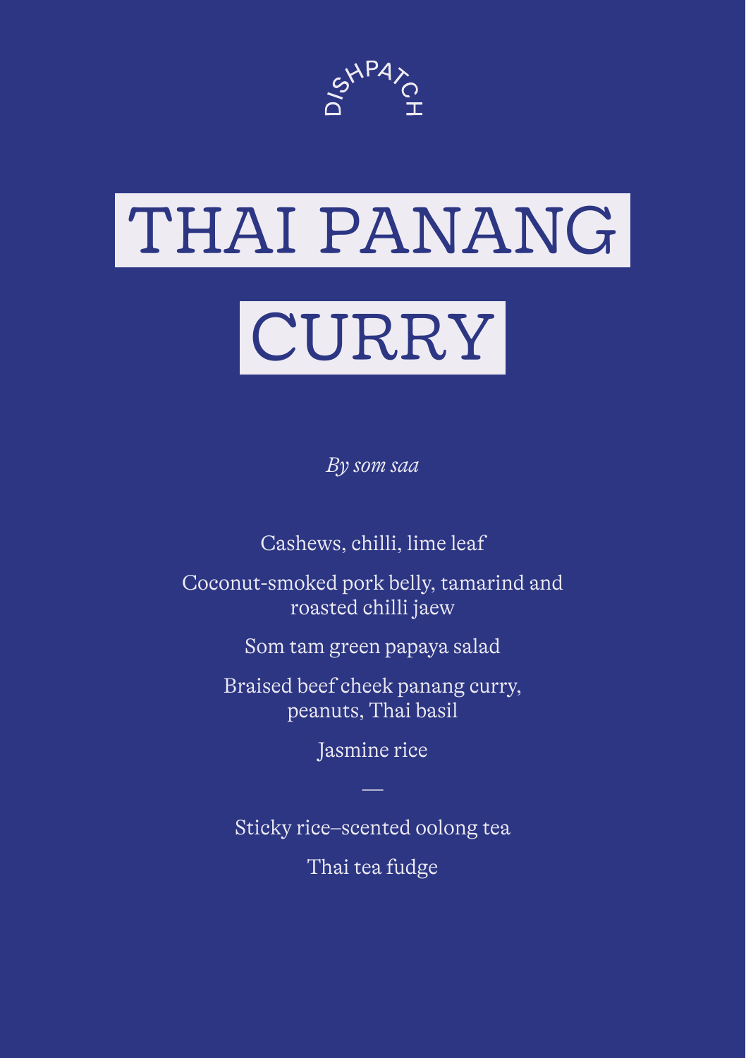DISHPATCH

# THAI PANANG CURRY

*By som saa*

Cashews, chilli, lime leaf

Coconut-smoked pork belly, tamarind and roasted chilli jaew

Som tam green papaya salad

Braised beef cheek panang curry, peanuts, Thai basil

Jasmine rice

—

Sticky rice–scented oolong tea

Thai tea fudge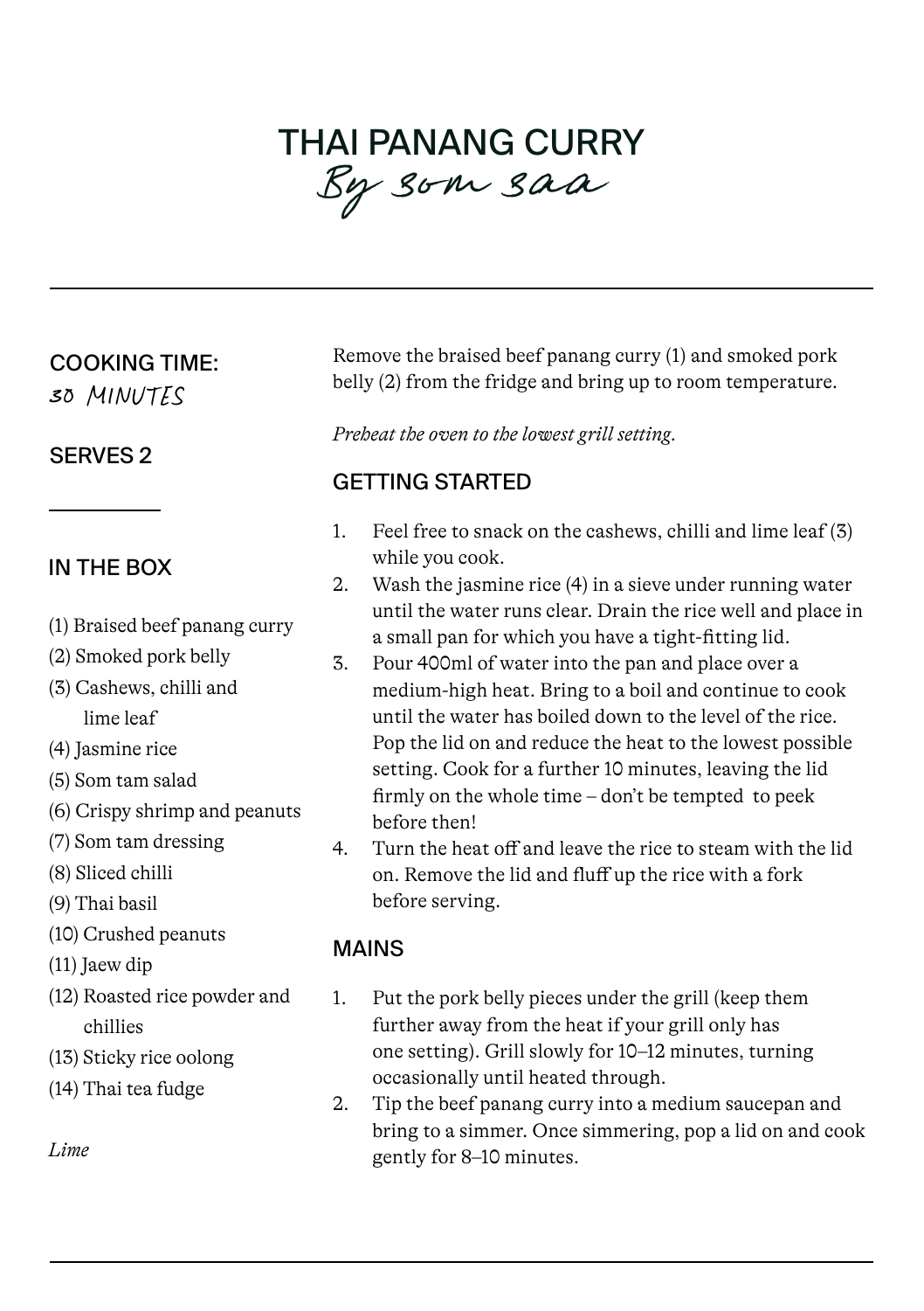# THAI PANANG CURRY

*By som saa*

---

COOKING TIME:
30 MINUTES

SERVES 2

---

## IN THE BOX

(1) Braised beef panang curry
(2) Smoked pork belly
(3) Cashews, chilli and lime leaf
(4) Jasmine rice
(5) Som tam salad
(6) Crispy shrimp and peanuts
(7) Som tam dressing
(8) Sliced chilli
(9) Thai basil
(10) Crushed peanuts
(11) Jaew dip
(12) Roasted rice powder and chillies
(13) Sticky rice oolong
(14) Thai tea fudge

*Lime*

Remove the braised beef panang curry (1) and smoked pork belly (2) from the fridge and bring up to room temperature.

*Preheat the oven to the lowest grill setting.*

## GETTING STARTED

1. Feel free to snack on the cashews, chilli and lime leaf (3) while you cook.
2. Wash the jasmine rice (4) in a sieve under running water until the water runs clear. Drain the rice well and place in a small pan for which you have a tight-fitting lid.
3. Pour 400ml of water into the pan and place over a medium-high heat. Bring to a boil and continue to cook until the water has boiled down to the level of the rice. Pop the lid on and reduce the heat to the lowest possible setting. Cook for a further 10 minutes, leaving the lid firmly on the whole time – don't be tempted to peek before then!
4. Turn the heat off and leave the rice to steam with the lid on. Remove the lid and fluff up the rice with a fork before serving.

## MAINS

1. Put the pork belly pieces under the grill (keep them further away from the heat if your grill only has one setting). Grill slowly for 10–12 minutes, turning occasionally until heated through.
2. Tip the beef panang curry into a medium saucepan and bring to a simmer. Once simmering, pop a lid on and cook gently for 8–10 minutes.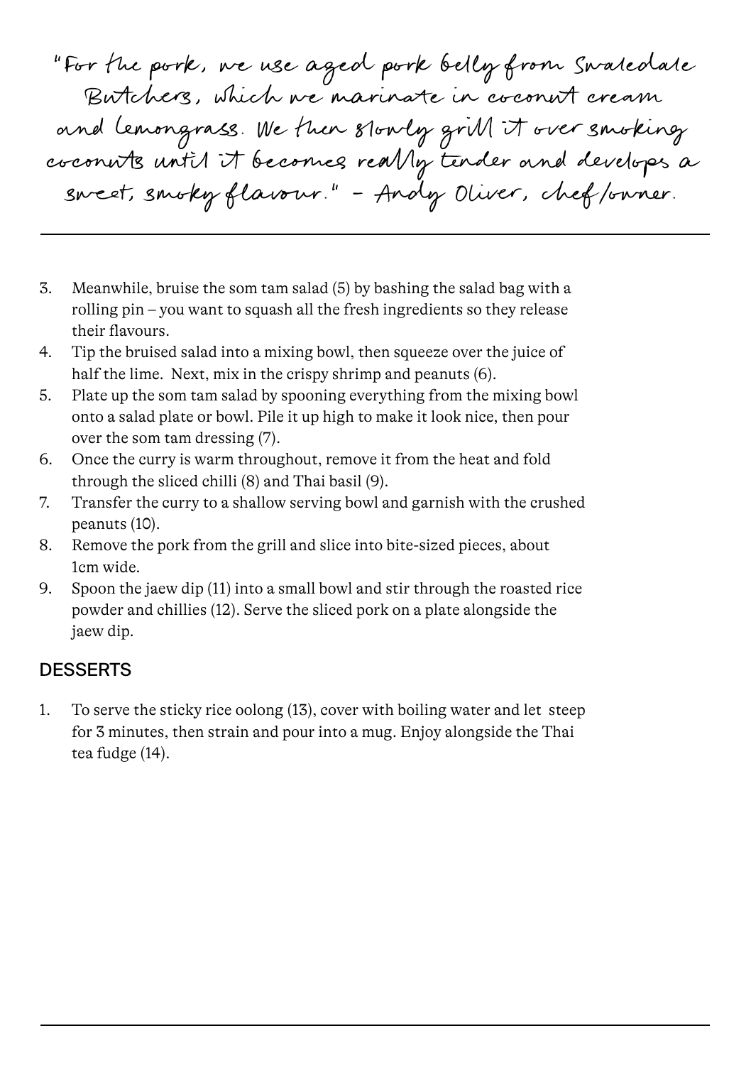"For the pork, we use aged pork belly from Swaledale Butchers, which we marinate in coconut cream and lemongrass. We then slowly grill it over smoking coconuts until it becomes really tender and develops a sweet, smoky flavour." - Andy Oliver, chef/owner.

---

3. Meanwhile, bruise the som tam salad (5) by bashing the salad bag with a rolling pin – you want to squash all the fresh ingredients so they release their flavours.
4. Tip the bruised salad into a mixing bowl, then squeeze over the juice of half the lime. Next, mix in the crispy shrimp and peanuts (6).
5. Plate up the som tam salad by spooning everything from the mixing bowl onto a salad plate or bowl. Pile it up high to make it look nice, then pour over the som tam dressing (7).
6. Once the curry is warm throughout, remove it from the heat and fold through the sliced chilli (8) and Thai basil (9).
7. Transfer the curry to a shallow serving bowl and garnish with the crushed peanuts (10).
8. Remove the pork from the grill and slice into bite-sized pieces, about 1cm wide.
9. Spoon the jaew dip (11) into a small bowl and stir through the roasted rice powder and chillies (12). Serve the sliced pork on a plate alongside the jaew dip.

## DESSERTS

1. To serve the sticky rice oolong (13), cover with boiling water and let steep for 3 minutes, then strain and pour into a mug. Enjoy alongside the Thai tea fudge (14).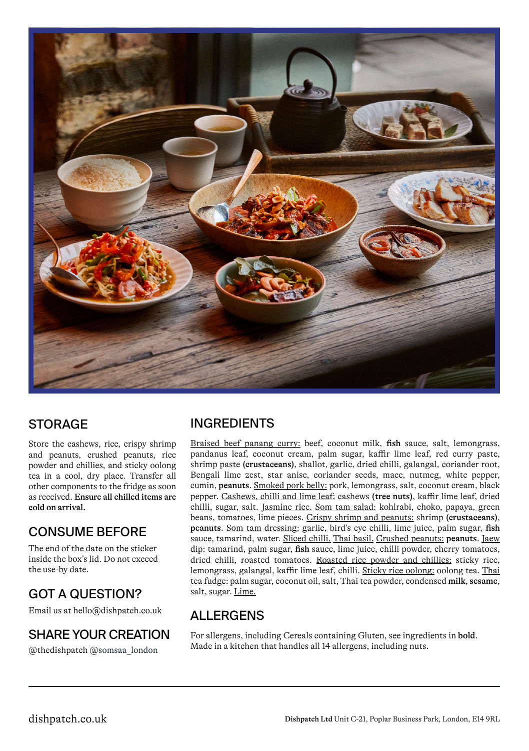## STORAGE

Store the cashews, rice, crispy shrimp and peanuts, crushed peanuts, rice powder and chillies, and sticky oolong tea in a cool, dry place. Transfer all other components to the fridge as soon as received. **Ensure all chilled items are cold on arrival.**

## CONSUME BEFORE

The end of the date on the sticker inside the box's lid. Do not exceed the use-by date.

## GOT A QUESTION?

Email us at hello@dishpatch.co.uk

## SHARE YOUR CREATION

@thedishpatch @somsaa_london

## INGREDIENTS

Braised beef panang curry: beef, coconut milk, **fish** sauce, salt, lemongrass, pandanus leaf, coconut cream, palm sugar, kaffir lime leaf, red curry paste, shrimp paste **(crustaceans)**, shallot, garlic, dried chilli, galangal, coriander root, Bengali lime zest, star anise, coriander seeds, mace, nutmeg, white pepper, cumin, **peanuts**. Smoked pork belly: pork, lemongrass, salt, coconut cream, black pepper. Cashews, chilli and lime leaf: cashews **(tree nuts)**, kaffir lime leaf, dried chilli, sugar, salt. Jasmine rice. Som tam salad: kohlrabi, choko, papaya, green beans, tomatoes, lime pieces. Crispy shrimp and peanuts: shrimp **(crustaceans)**, **peanuts**. Som tam dressing: garlic, bird's eye chilli, lime juice, palm sugar, **fish** sauce, tamarind, water. Sliced chilli. Thai basil. Crushed peanuts: **peanuts**. Jaew dip: tamarind, palm sugar, **fish** sauce, lime juice, chilli powder, cherry tomatoes, dried chilli, roasted tomatoes. Roasted rice powder and chillies: sticky rice, lemongrass, galangal, kaffir lime leaf, chilli. Sticky rice oolong: oolong tea. Thai tea fudge: palm sugar, coconut oil, salt, Thai tea powder, condensed **milk**, **sesame**, salt, sugar. Lime.

## ALLERGENS

For allergens, including Cereals containing Gluten, see ingredients in **bold**. Made in a kitchen that handles all 14 allergens, including nuts.

dishpatch.co.uk

**Dishpatch Ltd** Unit C-21, Poplar Business Park, London, E14 9RL